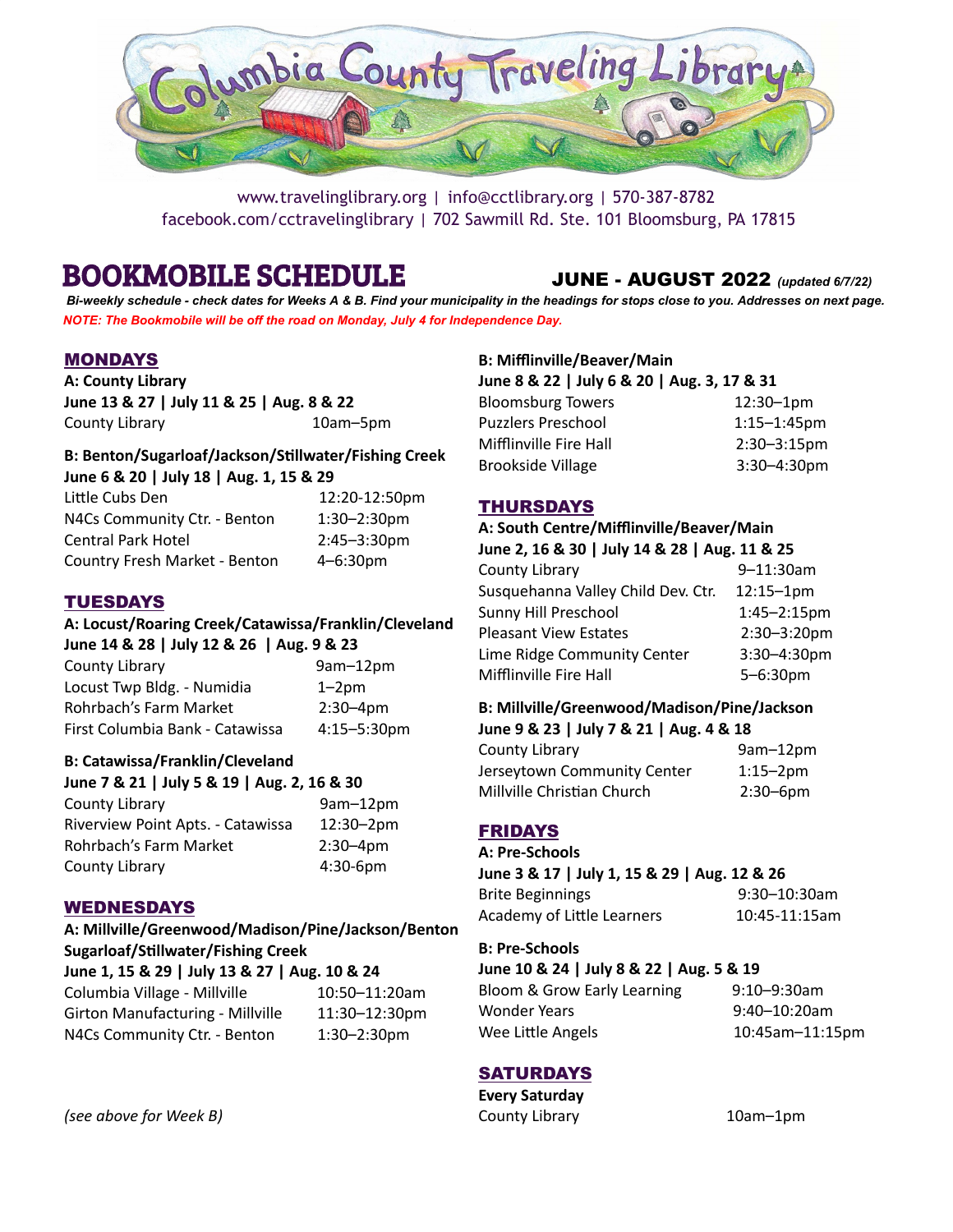# Columbia County Traveling Library

www.travelinglibrary.org | info@cctlibrary.org | 570-387-8782
facebook.com/cctravelinglibrary | 702 Sawmill Rd. Ste. 101 Bloomsburg, PA 17815

## BOOKMOBILE SCHEDULE

**JUNE - AUGUST 2022** *(updated 6/7/22)*

***Bi-weekly schedule - check dates for Weeks A & B. Find your municipality in the headings for stops close to you. Addresses on next page.***

***NOTE: The Bookmobile will be off the road on Monday, July 4 for Independence Day.***

### MONDAYS

**A: County Library**
**June 13 & 27 | July 11 & 25 | Aug. 8 & 22**

| | |
|---|---|
| County Library | 10am–5pm |

**B: Benton/Sugarloaf/Jackson/Stillwater/Fishing Creek**
**June 6 & 20 | July 18 | Aug. 1, 15 & 29**

| | |
|---|---|
| Little Cubs Den | 12:20-12:50pm |
| N4Cs Community Ctr. - Benton | 1:30–2:30pm |
| Central Park Hotel | 2:45–3:30pm |
| Country Fresh Market - Benton | 4–6:30pm |

### TUESDAYS

**A: Locust/Roaring Creek/Catawissa/Franklin/Cleveland**
**June 14 & 28 | July 12 & 26 | Aug. 9 & 23**

| | |
|---|---|
| County Library | 9am–12pm |
| Locust Twp Bldg. - Numidia | 1–2pm |
| Rohrbach's Farm Market | 2:30–4pm |
| First Columbia Bank - Catawissa | 4:15–5:30pm |

**B: Catawissa/Franklin/Cleveland**
**June 7 & 21 | July 5 & 19 | Aug. 2, 16 & 30**

| | |
|---|---|
| County Library | 9am–12pm |
| Riverview Point Apts. - Catawissa | 12:30–2pm |
| Rohrbach's Farm Market | 2:30–4pm |
| County Library | 4:30-6pm |

### WEDNESDAYS

**A: Millville/Greenwood/Madison/Pine/Jackson/Benton Sugarloaf/Stillwater/Fishing Creek**
**June 1, 15 & 29 | July 13 & 27 | Aug. 10 & 24**

| | |
|---|---|
| Columbia Village - Millville | 10:50–11:20am |
| Girton Manufacturing - Millville | 11:30–12:30pm |
| N4Cs Community Ctr. - Benton | 1:30–2:30pm |

*(see above for Week B)*

**B: Mifflinville/Beaver/Main**
**June 8 & 22 | July 6 & 20 | Aug. 3, 17 & 31**

| | |
|---|---|
| Bloomsburg Towers | 12:30–1pm |
| Puzzlers Preschool | 1:15–1:45pm |
| Mifflinville Fire Hall | 2:30–3:15pm |
| Brookside Village | 3:30–4:30pm |

### THURSDAYS

**A: South Centre/Mifflinville/Beaver/Main**
**June 2, 16 & 30 | July 14 & 28 | Aug. 11 & 25**

| | |
|---|---|
| County Library | 9–11:30am |
| Susquehanna Valley Child Dev. Ctr. | 12:15–1pm |
| Sunny Hill Preschool | 1:45–2:15pm |
| Pleasant View Estates | 2:30–3:20pm |
| Lime Ridge Community Center | 3:30–4:30pm |
| Mifflinville Fire Hall | 5–6:30pm |

**B: Millville/Greenwood/Madison/Pine/Jackson**
**June 9 & 23 | July 7 & 21 | Aug. 4 & 18**

| | |
|---|---|
| County Library | 9am–12pm |
| Jerseytown Community Center | 1:15–2pm |
| Millville Christian Church | 2:30–6pm |

### FRIDAYS

**A: Pre-Schools**
**June 3 & 17 | July 1, 15 & 29 | Aug. 12 & 26**

| | |
|---|---|
| Brite Beginnings | 9:30–10:30am |
| Academy of Little Learners | 10:45-11:15am |

**B: Pre-Schools**
**June 10 & 24 | July 8 & 22 | Aug. 5 & 19**

| | |
|---|---|
| Bloom & Grow Early Learning | 9:10–9:30am |
| Wonder Years | 9:40–10:20am |
| Wee Little Angels | 10:45am–11:15pm |

### SATURDAYS

**Every Saturday**

| | |
|---|---|
| County Library | 10am–1pm |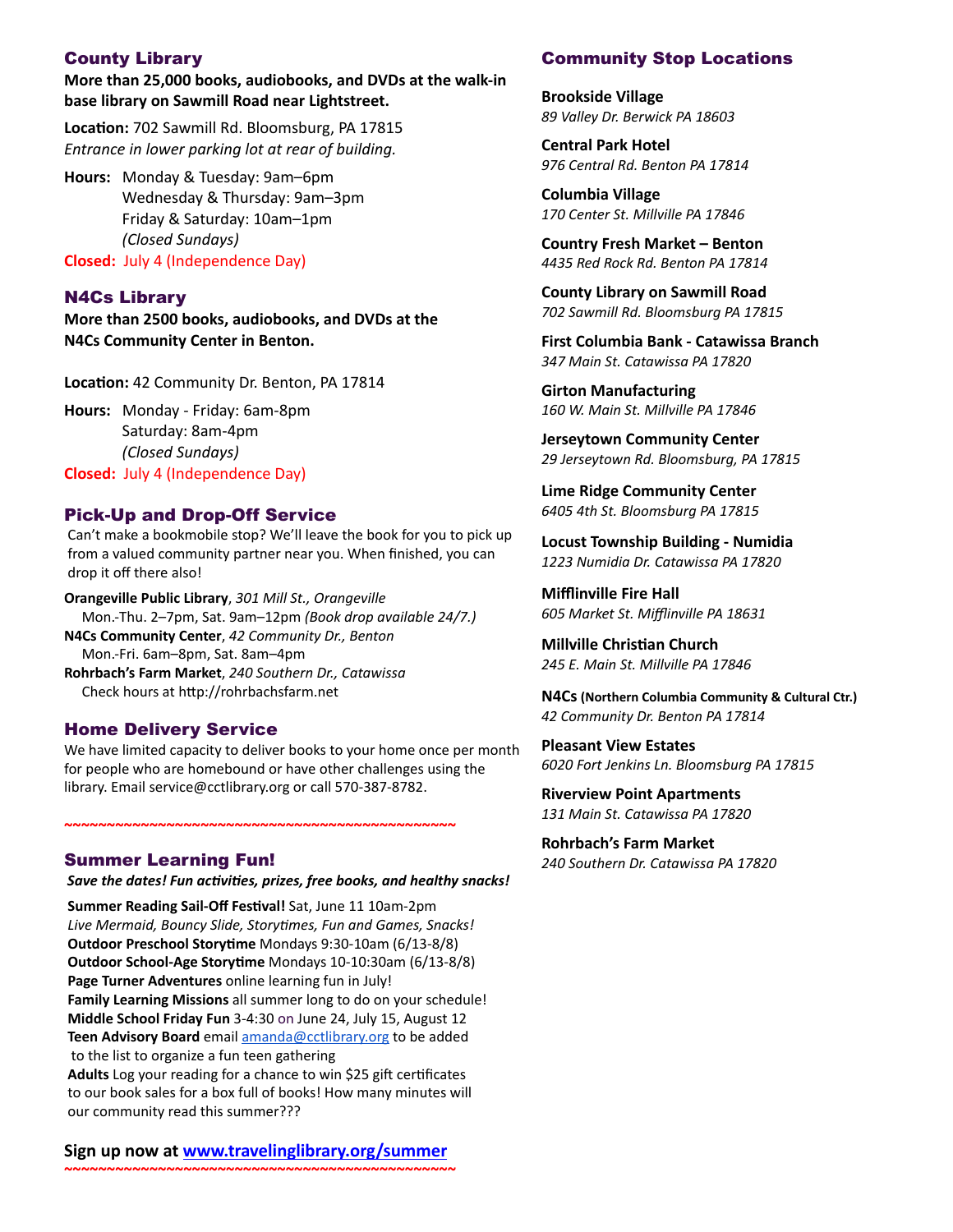## County Library

**More than 25,000 books, audiobooks, and DVDs at the walk-in base library on Sawmill Road near Lightstreet.**

**Location:** 702 Sawmill Rd. Bloomsburg, PA 17815
*Entrance in lower parking lot at rear of building.*

**Hours:** Monday & Tuesday: 9am–6pm
Wednesday & Thursday: 9am–3pm
Friday & Saturday: 10am–1pm
*(Closed Sundays)*

**Closed:** July 4 (Independence Day)

## N4Cs Library

**More than 2500 books, audiobooks, and DVDs at the N4Cs Community Center in Benton.**

**Location:** 42 Community Dr. Benton, PA 17814

**Hours:** Monday - Friday: 6am-8pm
Saturday: 8am-4pm
*(Closed Sundays)*

**Closed:** July 4 (Independence Day)

## Pick-Up and Drop-Off Service

Can't make a bookmobile stop? We'll leave the book for you to pick up from a valued community partner near you. When finished, you can drop it off there also!

**Orangeville Public Library**, *301 Mill St., Orangeville*
Mon.-Thu. 2–7pm, Sat. 9am–12pm *(Book drop available 24/7.)*

**N4Cs Community Center**, *42 Community Dr., Benton*
Mon.-Fri. 6am–8pm, Sat. 8am–4pm

**Rohrbach's Farm Market**, *240 Southern Dr., Catawissa*
Check hours at http://rohrbachsfarm.net

## Home Delivery Service

We have limited capacity to deliver books to your home once per month for people who are homebound or have other challenges using the library. Email service@cctlibrary.org or call 570-387-8782.

~~~~~~~~~~~~~~~~~~~~~~~~~~~~~~~~~~~~~~~~~~~~~~~~

## Summer Learning Fun!

***Save the dates! Fun activities, prizes, free books, and healthy snacks!***

**Summer Reading Sail-Off Festival!** Sat, June 11 10am-2pm
*Live Mermaid, Bouncy Slide, Storytimes, Fun and Games, Snacks!*
**Outdoor Preschool Storytime** Mondays 9:30-10am (6/13-8/8)
**Outdoor School-Age Storytime** Mondays 10-10:30am (6/13-8/8)
**Page Turner Adventures** online learning fun in July!
**Family Learning Missions** all summer long to do on your schedule!
**Middle School Friday Fun** 3-4:30 on June 24, July 15, August 12
**Teen Advisory Board** email amanda@cctlibrary.org to be added to the list to organize a fun teen gathering
**Adults** Log your reading for a chance to win $25 gift certificates to our book sales for a box full of books! How many minutes will our community read this summer???

**Sign up now at www.travelinglibrary.org/summer**

~~~~~~~~~~~~~~~~~~~~~~~~~~~~~~~~~~~~~~~~~~~~~~~~

## Community Stop Locations

**Brookside Village**
*89 Valley Dr. Berwick PA 18603*

**Central Park Hotel**
*976 Central Rd. Benton PA 17814*

**Columbia Village**
*170 Center St. Millville PA 17846*

**Country Fresh Market – Benton**
*4435 Red Rock Rd. Benton PA 17814*

**County Library on Sawmill Road**
*702 Sawmill Rd. Bloomsburg PA 17815*

**First Columbia Bank - Catawissa Branch**
*347 Main St. Catawissa PA 17820*

**Girton Manufacturing**
*160 W. Main St. Millville PA 17846*

**Jerseytown Community Center**
*29 Jerseytown Rd. Bloomsburg, PA 17815*

**Lime Ridge Community Center**
*6405 4th St. Bloomsburg PA 17815*

**Locust Township Building - Numidia**
*1223 Numidia Dr. Catawissa PA 17820*

**Mifflinville Fire Hall**
*605 Market St. Mifflinville PA 18631*

**Millville Christian Church**
*245 E. Main St. Millville PA 17846*

**N4Cs (Northern Columbia Community & Cultural Ctr.)**
*42 Community Dr. Benton PA 17814*

**Pleasant View Estates**
*6020 Fort Jenkins Ln. Bloomsburg PA 17815*

**Riverview Point Apartments**
*131 Main St. Catawissa PA 17820*

**Rohrbach's Farm Market**
*240 Southern Dr. Catawissa PA 17820*